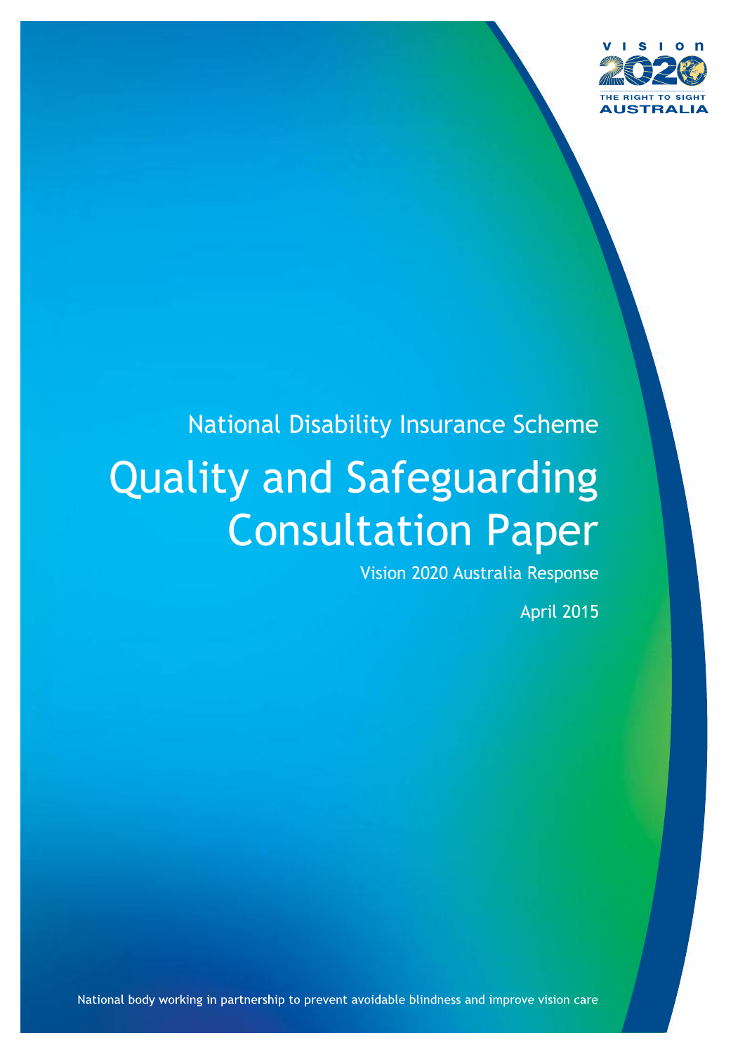VISION 2020

THE RIGHT TO SIGHT

AUSTRALIA

National Disability Insurance Scheme

# Quality and Safeguarding Consultation Paper

Vision 2020 Australia Response

April 2015

National body working in partnership to prevent avoidable blindness and improve vision care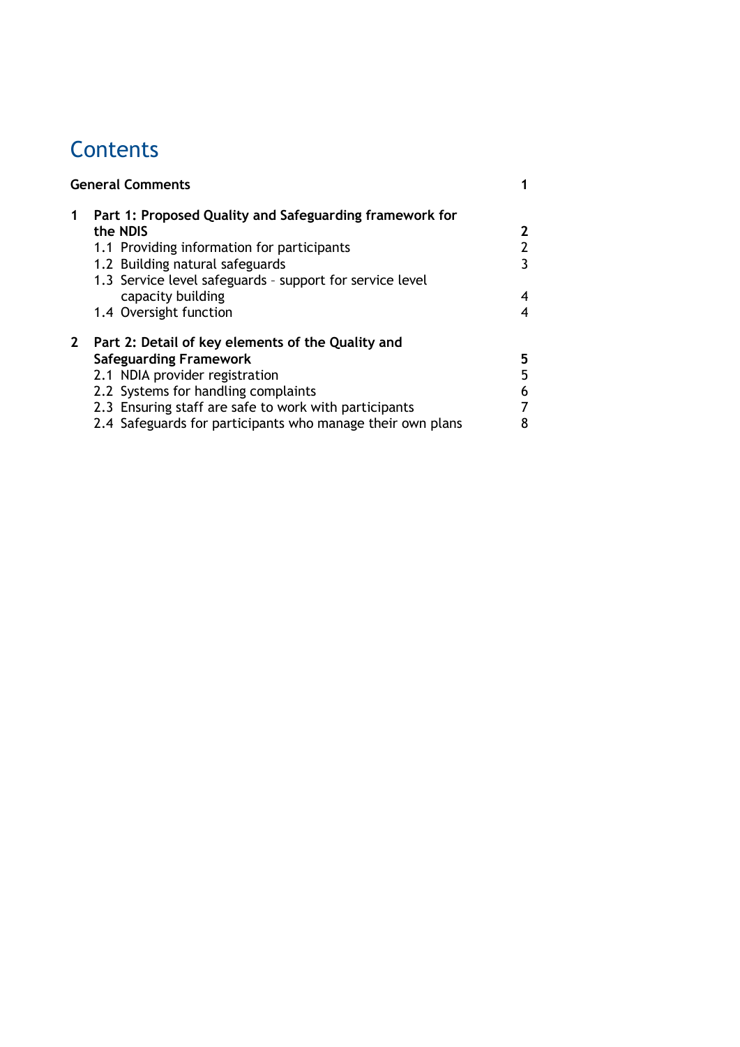# Contents

| | | |
|---|---|---|
| **General Comments** | | **1** |
| **1** | **Part 1: Proposed Quality and Safeguarding framework for the NDIS** | **2** |
| | 1.1 Providing information for participants | 2 |
| | 1.2 Building natural safeguards | 3 |
| | 1.3 Service level safeguards - support for service level capacity building | 4 |
| | 1.4 Oversight function | 4 |
| **2** | **Part 2: Detail of key elements of the Quality and Safeguarding Framework** | **5** |
| | 2.1 NDIA provider registration | 5 |
| | 2.2 Systems for handling complaints | 6 |
| | 2.3 Ensuring staff are safe to work with participants | 7 |
| | 2.4 Safeguards for participants who manage their own plans | 8 |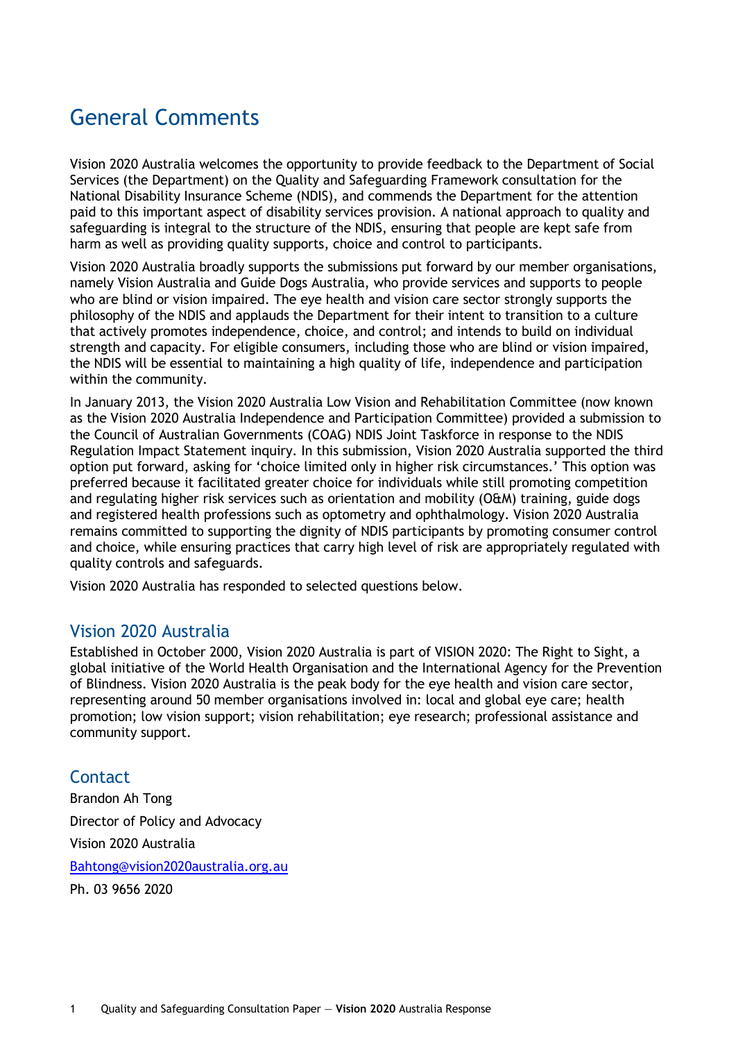# General Comments

Vision 2020 Australia welcomes the opportunity to provide feedback to the Department of Social Services (the Department) on the Quality and Safeguarding Framework consultation for the National Disability Insurance Scheme (NDIS), and commends the Department for the attention paid to this important aspect of disability services provision. A national approach to quality and safeguarding is integral to the structure of the NDIS, ensuring that people are kept safe from harm as well as providing quality supports, choice and control to participants.

Vision 2020 Australia broadly supports the submissions put forward by our member organisations, namely Vision Australia and Guide Dogs Australia, who provide services and supports to people who are blind or vision impaired. The eye health and vision care sector strongly supports the philosophy of the NDIS and applauds the Department for their intent to transition to a culture that actively promotes independence, choice, and control; and intends to build on individual strength and capacity. For eligible consumers, including those who are blind or vision impaired, the NDIS will be essential to maintaining a high quality of life, independence and participation within the community.

In January 2013, the Vision 2020 Australia Low Vision and Rehabilitation Committee (now known as the Vision 2020 Australia Independence and Participation Committee) provided a submission to the Council of Australian Governments (COAG) NDIS Joint Taskforce in response to the NDIS Regulation Impact Statement inquiry. In this submission, Vision 2020 Australia supported the third option put forward, asking for 'choice limited only in higher risk circumstances.' This option was preferred because it facilitated greater choice for individuals while still promoting competition and regulating higher risk services such as orientation and mobility (O&M) training, guide dogs and registered health professions such as optometry and ophthalmology. Vision 2020 Australia remains committed to supporting the dignity of NDIS participants by promoting consumer control and choice, while ensuring practices that carry high level of risk are appropriately regulated with quality controls and safeguards.

Vision 2020 Australia has responded to selected questions below.

## Vision 2020 Australia

Established in October 2000, Vision 2020 Australia is part of VISION 2020: The Right to Sight, a global initiative of the World Health Organisation and the International Agency for the Prevention of Blindness. Vision 2020 Australia is the peak body for the eye health and vision care sector, representing around 50 member organisations involved in: local and global eye care; health promotion; low vision support; vision rehabilitation; eye research; professional assistance and community support.

## Contact

Brandon Ah Tong

Director of Policy and Advocacy

Vision 2020 Australia

[Bahtong@vision2020australia.org.au](mailto:Bahtong@vision2020australia.org.au)

Ph. 03 9656 2020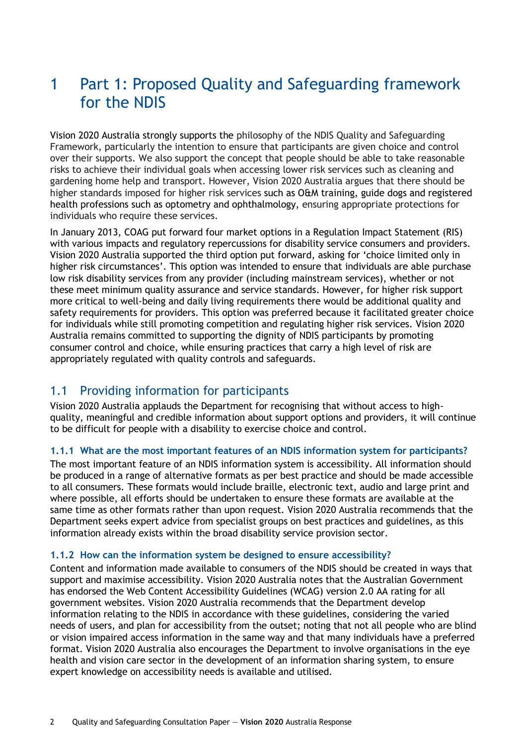# 1 Part 1: Proposed Quality and Safeguarding framework for the NDIS

Vision 2020 Australia strongly supports the philosophy of the NDIS Quality and Safeguarding Framework, particularly the intention to ensure that participants are given choice and control over their supports. We also support the concept that people should be able to take reasonable risks to achieve their individual goals when accessing lower risk services such as cleaning and gardening home help and transport. However, Vision 2020 Australia argues that there should be higher standards imposed for higher risk services such as O&M training, guide dogs and registered health professions such as optometry and ophthalmology, ensuring appropriate protections for individuals who require these services.

In January 2013, COAG put forward four market options in a Regulation Impact Statement (RIS) with various impacts and regulatory repercussions for disability service consumers and providers. Vision 2020 Australia supported the third option put forward, asking for 'choice limited only in higher risk circumstances'. This option was intended to ensure that individuals are able purchase low risk disability services from any provider (including mainstream services), whether or not these meet minimum quality assurance and service standards. However, for higher risk support more critical to well-being and daily living requirements there would be additional quality and safety requirements for providers. This option was preferred because it facilitated greater choice for individuals while still promoting competition and regulating higher risk services. Vision 2020 Australia remains committed to supporting the dignity of NDIS participants by promoting consumer control and choice, while ensuring practices that carry a high level of risk are appropriately regulated with quality controls and safeguards.

## 1.1 Providing information for participants

Vision 2020 Australia applauds the Department for recognising that without access to high-quality, meaningful and credible information about support options and providers, it will continue to be difficult for people with a disability to exercise choice and control.

### 1.1.1 What are the most important features of an NDIS information system for participants?

The most important feature of an NDIS information system is accessibility. All information should be produced in a range of alternative formats as per best practice and should be made accessible to all consumers. These formats would include braille, electronic text, audio and large print and where possible, all efforts should be undertaken to ensure these formats are available at the same time as other formats rather than upon request. Vision 2020 Australia recommends that the Department seeks expert advice from specialist groups on best practices and guidelines, as this information already exists within the broad disability service provision sector.

### 1.1.2 How can the information system be designed to ensure accessibility?

Content and information made available to consumers of the NDIS should be created in ways that support and maximise accessibility. Vision 2020 Australia notes that the Australian Government has endorsed the Web Content Accessibility Guidelines (WCAG) version 2.0 AA rating for all government websites. Vision 2020 Australia recommends that the Department develop information relating to the NDIS in accordance with these guidelines, considering the varied needs of users, and plan for accessibility from the outset; noting that not all people who are blind or vision impaired access information in the same way and that many individuals have a preferred format. Vision 2020 Australia also encourages the Department to involve organisations in the eye health and vision care sector in the development of an information sharing system, to ensure expert knowledge on accessibility needs is available and utilised.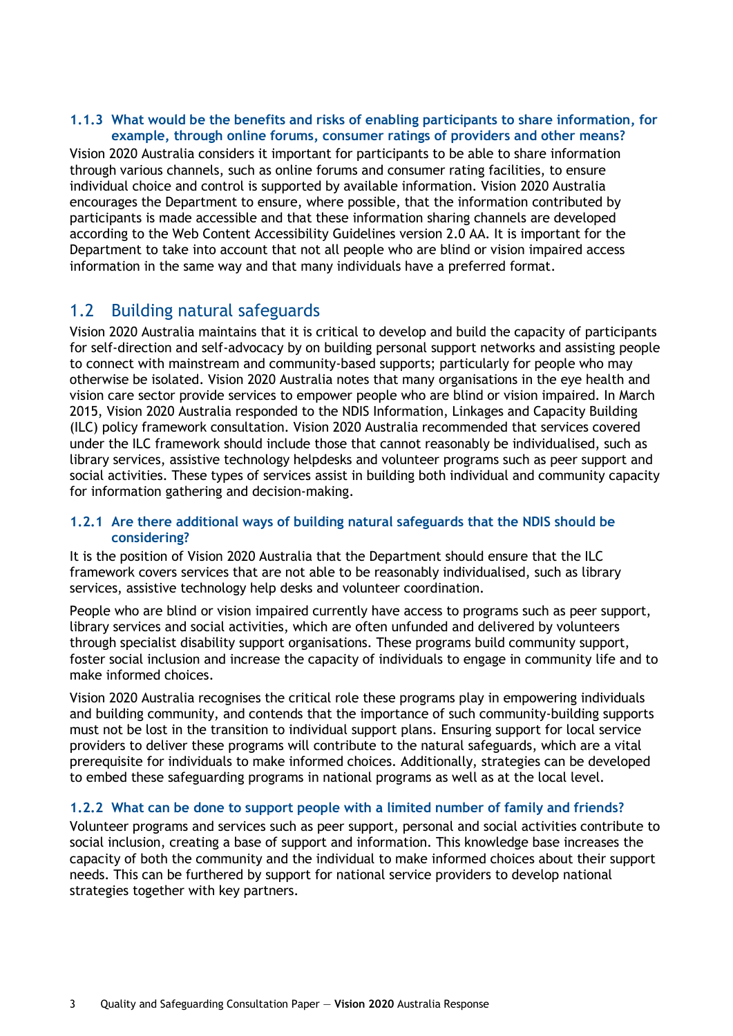### 1.1.3 What would be the benefits and risks of enabling participants to share information, for example, through online forums, consumer ratings of providers and other means?

Vision 2020 Australia considers it important for participants to be able to share information through various channels, such as online forums and consumer rating facilities, to ensure individual choice and control is supported by available information. Vision 2020 Australia encourages the Department to ensure, where possible, that the information contributed by participants is made accessible and that these information sharing channels are developed according to the Web Content Accessibility Guidelines version 2.0 AA. It is important for the Department to take into account that not all people who are blind or vision impaired access information in the same way and that many individuals have a preferred format.

## 1.2 Building natural safeguards

Vision 2020 Australia maintains that it is critical to develop and build the capacity of participants for self-direction and self-advocacy by on building personal support networks and assisting people to connect with mainstream and community-based supports; particularly for people who may otherwise be isolated. Vision 2020 Australia notes that many organisations in the eye health and vision care sector provide services to empower people who are blind or vision impaired. In March 2015, Vision 2020 Australia responded to the NDIS Information, Linkages and Capacity Building (ILC) policy framework consultation. Vision 2020 Australia recommended that services covered under the ILC framework should include those that cannot reasonably be individualised, such as library services, assistive technology helpdesks and volunteer programs such as peer support and social activities. These types of services assist in building both individual and community capacity for information gathering and decision-making.

### 1.2.1 Are there additional ways of building natural safeguards that the NDIS should be considering?

It is the position of Vision 2020 Australia that the Department should ensure that the ILC framework covers services that are not able to be reasonably individualised, such as library services, assistive technology help desks and volunteer coordination.

People who are blind or vision impaired currently have access to programs such as peer support, library services and social activities, which are often unfunded and delivered by volunteers through specialist disability support organisations. These programs build community support, foster social inclusion and increase the capacity of individuals to engage in community life and to make informed choices.

Vision 2020 Australia recognises the critical role these programs play in empowering individuals and building community, and contends that the importance of such community-building supports must not be lost in the transition to individual support plans. Ensuring support for local service providers to deliver these programs will contribute to the natural safeguards, which are a vital prerequisite for individuals to make informed choices. Additionally, strategies can be developed to embed these safeguarding programs in national programs as well as at the local level.

### 1.2.2 What can be done to support people with a limited number of family and friends?

Volunteer programs and services such as peer support, personal and social activities contribute to social inclusion, creating a base of support and information. This knowledge base increases the capacity of both the community and the individual to make informed choices about their support needs. This can be furthered by support for national service providers to develop national strategies together with key partners.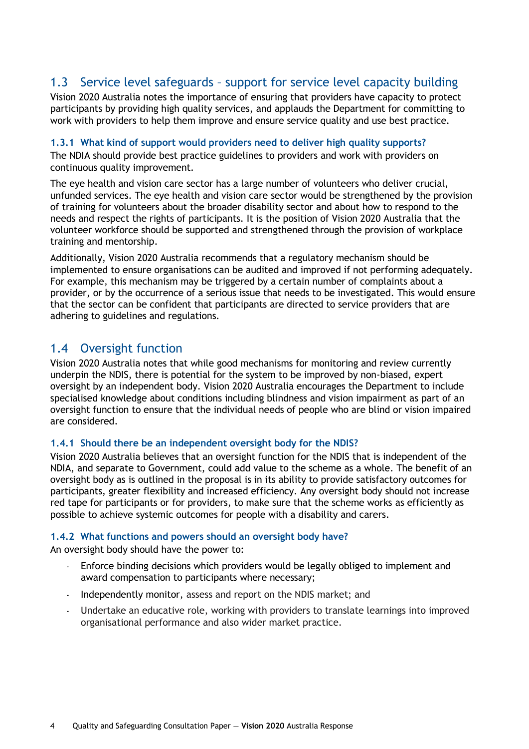## 1.3 Service level safeguards – support for service level capacity building

Vision 2020 Australia notes the importance of ensuring that providers have capacity to protect participants by providing high quality services, and applauds the Department for committing to work with providers to help them improve and ensure service quality and use best practice.

### 1.3.1 What kind of support would providers need to deliver high quality supports?

The NDIA should provide best practice guidelines to providers and work with providers on continuous quality improvement.

The eye health and vision care sector has a large number of volunteers who deliver crucial, unfunded services. The eye health and vision care sector would be strengthened by the provision of training for volunteers about the broader disability sector and about how to respond to the needs and respect the rights of participants. It is the position of Vision 2020 Australia that the volunteer workforce should be supported and strengthened through the provision of workplace training and mentorship.

Additionally, Vision 2020 Australia recommends that a regulatory mechanism should be implemented to ensure organisations can be audited and improved if not performing adequately. For example, this mechanism may be triggered by a certain number of complaints about a provider, or by the occurrence of a serious issue that needs to be investigated. This would ensure that the sector can be confident that participants are directed to service providers that are adhering to guidelines and regulations.

## 1.4 Oversight function

Vision 2020 Australia notes that while good mechanisms for monitoring and review currently underpin the NDIS, there is potential for the system to be improved by non-biased, expert oversight by an independent body. Vision 2020 Australia encourages the Department to include specialised knowledge about conditions including blindness and vision impairment as part of an oversight function to ensure that the individual needs of people who are blind or vision impaired are considered.

### 1.4.1 Should there be an independent oversight body for the NDIS?

Vision 2020 Australia believes that an oversight function for the NDIS that is independent of the NDIA, and separate to Government, could add value to the scheme as a whole. The benefit of an oversight body as is outlined in the proposal is in its ability to provide satisfactory outcomes for participants, greater flexibility and increased efficiency. Any oversight body should not increase red tape for participants or for providers, to make sure that the scheme works as efficiently as possible to achieve systemic outcomes for people with a disability and carers.

### 1.4.2 What functions and powers should an oversight body have?

An oversight body should have the power to:

- Enforce binding decisions which providers would be legally obliged to implement and award compensation to participants where necessary;
- Independently monitor, assess and report on the NDIS market; and
- Undertake an educative role, working with providers to translate learnings into improved organisational performance and also wider market practice.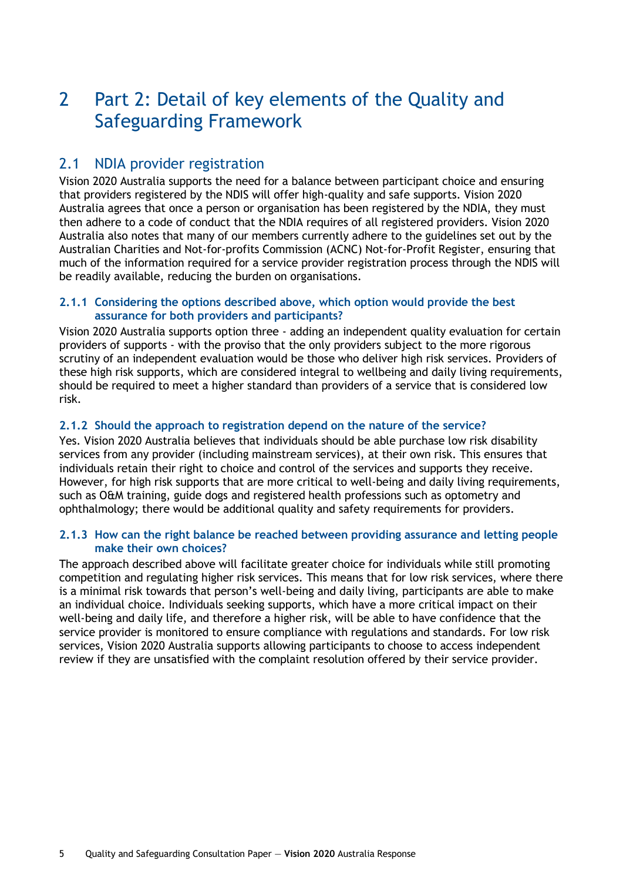# 2 Part 2: Detail of key elements of the Quality and Safeguarding Framework

## 2.1 NDIA provider registration

Vision 2020 Australia supports the need for a balance between participant choice and ensuring that providers registered by the NDIS will offer high-quality and safe supports. Vision 2020 Australia agrees that once a person or organisation has been registered by the NDIA, they must then adhere to a code of conduct that the NDIA requires of all registered providers. Vision 2020 Australia also notes that many of our members currently adhere to the guidelines set out by the Australian Charities and Not-for-profits Commission (ACNC) Not-for-Profit Register, ensuring that much of the information required for a service provider registration process through the NDIS will be readily available, reducing the burden on organisations.

### 2.1.1 Considering the options described above, which option would provide the best assurance for both providers and participants?

Vision 2020 Australia supports option three - adding an independent quality evaluation for certain providers of supports - with the proviso that the only providers subject to the more rigorous scrutiny of an independent evaluation would be those who deliver high risk services. Providers of these high risk supports, which are considered integral to wellbeing and daily living requirements, should be required to meet a higher standard than providers of a service that is considered low risk.

### 2.1.2 Should the approach to registration depend on the nature of the service?

Yes. Vision 2020 Australia believes that individuals should be able purchase low risk disability services from any provider (including mainstream services), at their own risk. This ensures that individuals retain their right to choice and control of the services and supports they receive. However, for high risk supports that are more critical to well-being and daily living requirements, such as O&M training, guide dogs and registered health professions such as optometry and ophthalmology; there would be additional quality and safety requirements for providers.

### 2.1.3 How can the right balance be reached between providing assurance and letting people make their own choices?

The approach described above will facilitate greater choice for individuals while still promoting competition and regulating higher risk services. This means that for low risk services, where there is a minimal risk towards that person's well-being and daily living, participants are able to make an individual choice. Individuals seeking supports, which have a more critical impact on their well-being and daily life, and therefore a higher risk, will be able to have confidence that the service provider is monitored to ensure compliance with regulations and standards. For low risk services, Vision 2020 Australia supports allowing participants to choose to access independent review if they are unsatisfied with the complaint resolution offered by their service provider.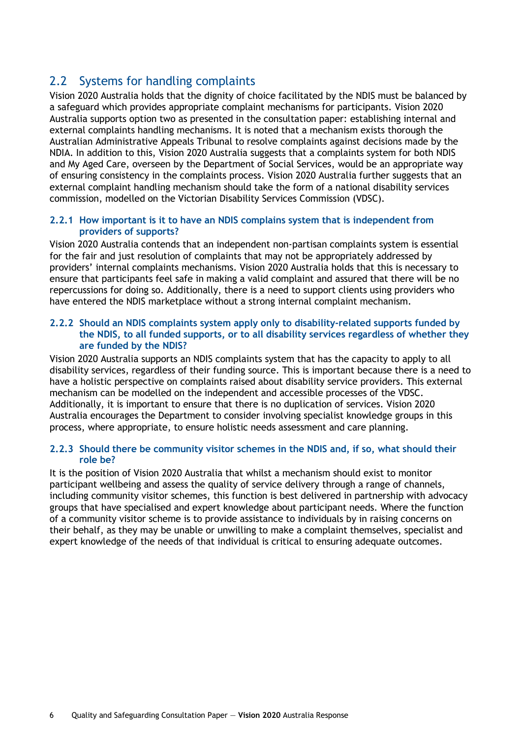## 2.2 Systems for handling complaints

Vision 2020 Australia holds that the dignity of choice facilitated by the NDIS must be balanced by a safeguard which provides appropriate complaint mechanisms for participants. Vision 2020 Australia supports option two as presented in the consultation paper: establishing internal and external complaints handling mechanisms. It is noted that a mechanism exists thorough the Australian Administrative Appeals Tribunal to resolve complaints against decisions made by the NDIA. In addition to this, Vision 2020 Australia suggests that a complaints system for both NDIS and My Aged Care, overseen by the Department of Social Services, would be an appropriate way of ensuring consistency in the complaints process. Vision 2020 Australia further suggests that an external complaint handling mechanism should take the form of a national disability services commission, modelled on the Victorian Disability Services Commission (VDSC).

### 2.2.1 How important is it to have an NDIS complains system that is independent from providers of supports?

Vision 2020 Australia contends that an independent non-partisan complaints system is essential for the fair and just resolution of complaints that may not be appropriately addressed by providers' internal complaints mechanisms. Vision 2020 Australia holds that this is necessary to ensure that participants feel safe in making a valid complaint and assured that there will be no repercussions for doing so. Additionally, there is a need to support clients using providers who have entered the NDIS marketplace without a strong internal complaint mechanism.

### 2.2.2 Should an NDIS complaints system apply only to disability-related supports funded by the NDIS, to all funded supports, or to all disability services regardless of whether they are funded by the NDIS?

Vision 2020 Australia supports an NDIS complaints system that has the capacity to apply to all disability services, regardless of their funding source. This is important because there is a need to have a holistic perspective on complaints raised about disability service providers. This external mechanism can be modelled on the independent and accessible processes of the VDSC. Additionally, it is important to ensure that there is no duplication of services. Vision 2020 Australia encourages the Department to consider involving specialist knowledge groups in this process, where appropriate, to ensure holistic needs assessment and care planning.

### 2.2.3 Should there be community visitor schemes in the NDIS and, if so, what should their role be?

It is the position of Vision 2020 Australia that whilst a mechanism should exist to monitor participant wellbeing and assess the quality of service delivery through a range of channels, including community visitor schemes, this function is best delivered in partnership with advocacy groups that have specialised and expert knowledge about participant needs. Where the function of a community visitor scheme is to provide assistance to individuals by in raising concerns on their behalf, as they may be unable or unwilling to make a complaint themselves, specialist and expert knowledge of the needs of that individual is critical to ensuring adequate outcomes.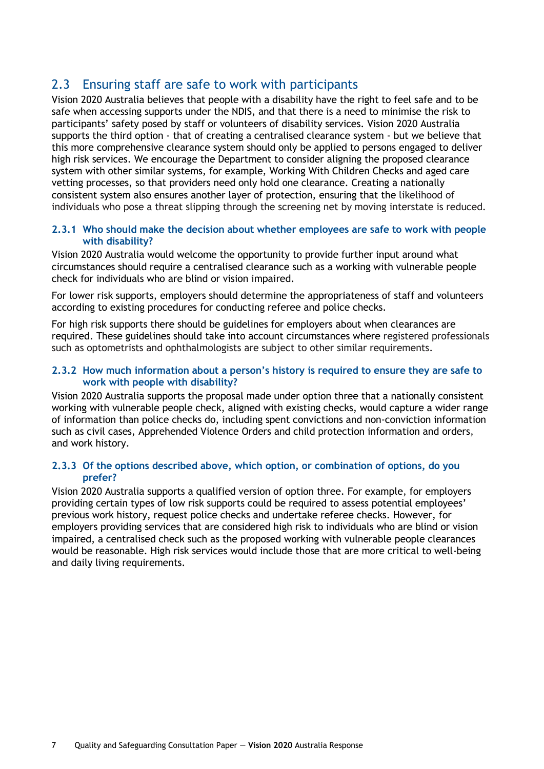## 2.3 Ensuring staff are safe to work with participants

Vision 2020 Australia believes that people with a disability have the right to feel safe and to be safe when accessing supports under the NDIS, and that there is a need to minimise the risk to participants' safety posed by staff or volunteers of disability services. Vision 2020 Australia supports the third option - that of creating a centralised clearance system - but we believe that this more comprehensive clearance system should only be applied to persons engaged to deliver high risk services. We encourage the Department to consider aligning the proposed clearance system with other similar systems, for example, Working With Children Checks and aged care vetting processes, so that providers need only hold one clearance. Creating a nationally consistent system also ensures another layer of protection, ensuring that the likelihood of individuals who pose a threat slipping through the screening net by moving interstate is reduced.

### 2.3.1 Who should make the decision about whether employees are safe to work with people with disability?

Vision 2020 Australia would welcome the opportunity to provide further input around what circumstances should require a centralised clearance such as a working with vulnerable people check for individuals who are blind or vision impaired.

For lower risk supports, employers should determine the appropriateness of staff and volunteers according to existing procedures for conducting referee and police checks.

For high risk supports there should be guidelines for employers about when clearances are required. These guidelines should take into account circumstances where registered professionals such as optometrists and ophthalmologists are subject to other similar requirements.

### 2.3.2 How much information about a person's history is required to ensure they are safe to work with people with disability?

Vision 2020 Australia supports the proposal made under option three that a nationally consistent working with vulnerable people check, aligned with existing checks, would capture a wider range of information than police checks do, including spent convictions and non-conviction information such as civil cases, Apprehended Violence Orders and child protection information and orders, and work history.

### 2.3.3 Of the options described above, which option, or combination of options, do you prefer?

Vision 2020 Australia supports a qualified version of option three. For example, for employers providing certain types of low risk supports could be required to assess potential employees' previous work history, request police checks and undertake referee checks. However, for employers providing services that are considered high risk to individuals who are blind or vision impaired, a centralised check such as the proposed working with vulnerable people clearances would be reasonable. High risk services would include those that are more critical to well-being and daily living requirements.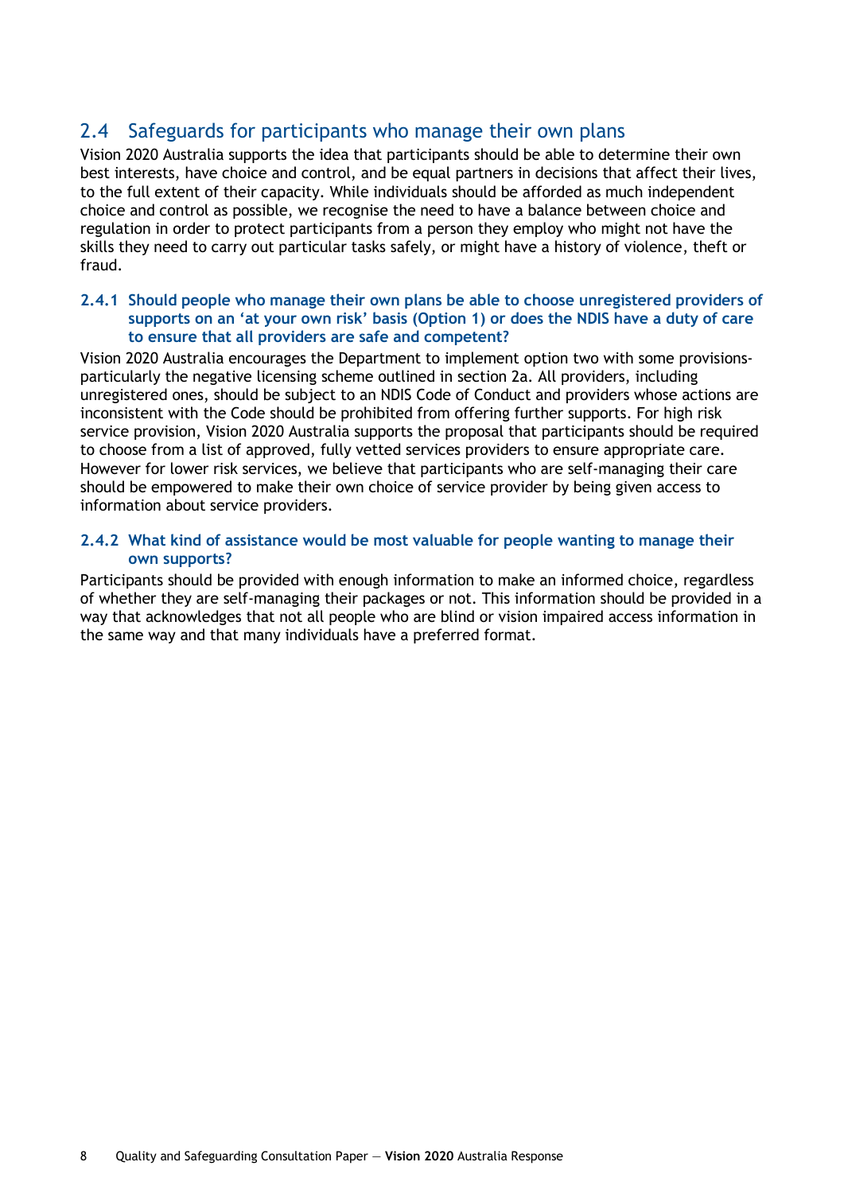## 2.4 Safeguards for participants who manage their own plans

Vision 2020 Australia supports the idea that participants should be able to determine their own best interests, have choice and control, and be equal partners in decisions that affect their lives, to the full extent of their capacity. While individuals should be afforded as much independent choice and control as possible, we recognise the need to have a balance between choice and regulation in order to protect participants from a person they employ who might not have the skills they need to carry out particular tasks safely, or might have a history of violence, theft or fraud.

### 2.4.1 Should people who manage their own plans be able to choose unregistered providers of supports on an 'at your own risk' basis (Option 1) or does the NDIS have a duty of care to ensure that all providers are safe and competent?

Vision 2020 Australia encourages the Department to implement option two with some provisions- particularly the negative licensing scheme outlined in section 2a. All providers, including unregistered ones, should be subject to an NDIS Code of Conduct and providers whose actions are inconsistent with the Code should be prohibited from offering further supports. For high risk service provision, Vision 2020 Australia supports the proposal that participants should be required to choose from a list of approved, fully vetted services providers to ensure appropriate care. However for lower risk services, we believe that participants who are self-managing their care should be empowered to make their own choice of service provider by being given access to information about service providers.

### 2.4.2 What kind of assistance would be most valuable for people wanting to manage their own supports?

Participants should be provided with enough information to make an informed choice, regardless of whether they are self-managing their packages or not. This information should be provided in a way that acknowledges that not all people who are blind or vision impaired access information in the same way and that many individuals have a preferred format.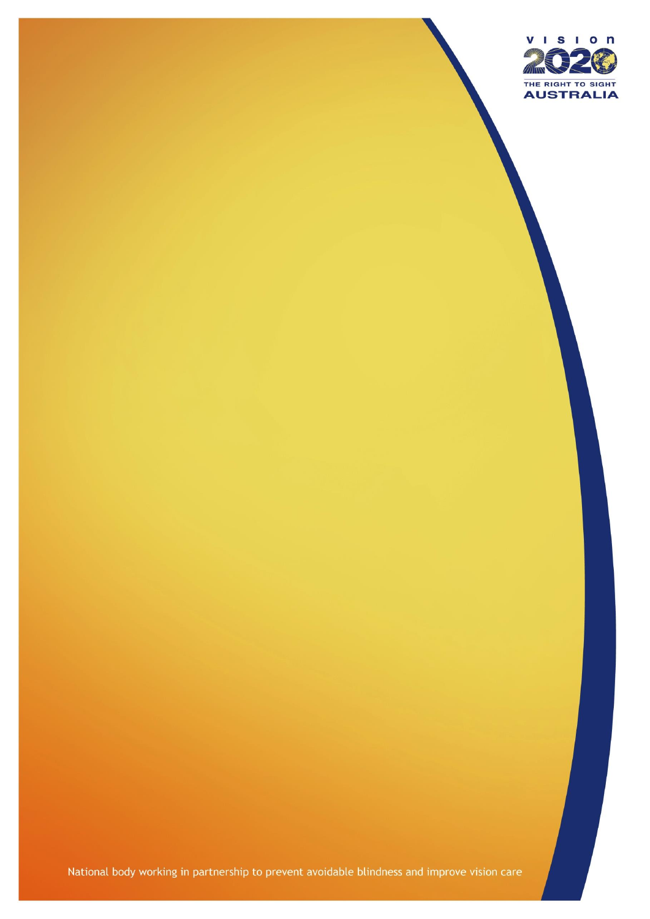VISION 2020

THE RIGHT TO SIGHT

AUSTRALIA

National body working in partnership to prevent avoidable blindness and improve vision care